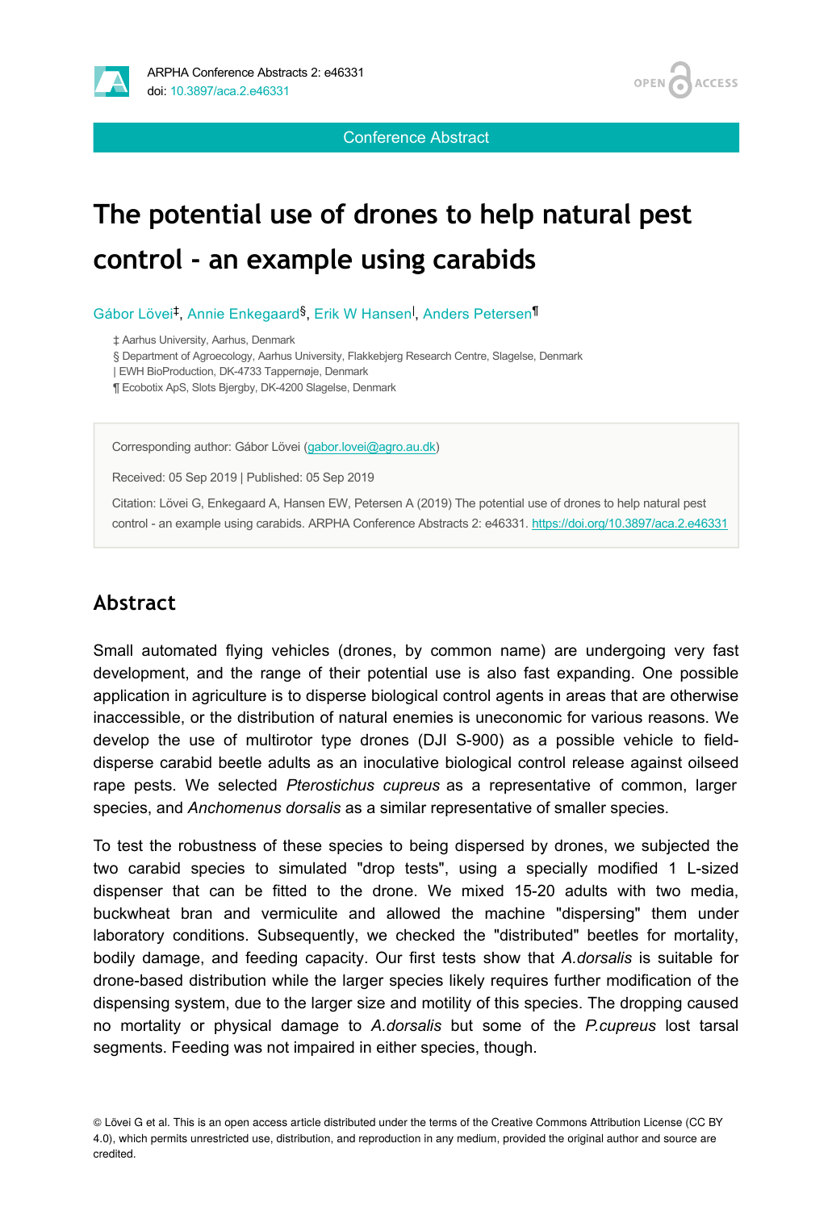Conference Abstract

# The potential use of drones to help natural pest control - an example using carabids

Gábor Lövei[‡], Annie Enkegaard[§], Erik W Hansen[|], Anders Petersen[¶]

‡ Aarhus University, Aarhus, Denmark
§ Department of Agroecology, Aarhus University, Flakkebjerg Research Centre, Slagelse, Denmark
| EWH BioProduction, DK-4733 Tappernøje, Denmark
¶ Ecobotix ApS, Slots Bjergby, DK-4200 Slagelse, Denmark

Corresponding author: Gábor Lövei (gabor.lovei@agro.au.dk)

Received: 05 Sep 2019 | Published: 05 Sep 2019

Citation: Lövei G, Enkegaard A, Hansen EW, Petersen A (2019) The potential use of drones to help natural pest control - an example using carabids. ARPHA Conference Abstracts 2: e46331. https://doi.org/10.3897/aca.2.e46331

## Abstract

Small automated flying vehicles (drones, by common name) are undergoing very fast development, and the range of their potential use is also fast expanding. One possible application in agriculture is to disperse biological control agents in areas that are otherwise inaccessible, or the distribution of natural enemies is uneconomic for various reasons. We develop the use of multirotor type drones (DJI S-900) as a possible vehicle to field-disperse carabid beetle adults as an inoculative biological control release against oilseed rape pests. We selected *Pterostichus cupreus* as a representative of common, larger species, and *Anchomenus dorsalis* as a similar representative of smaller species.

To test the robustness of these species to being dispersed by drones, we subjected the two carabid species to simulated "drop tests", using a specially modified 1 L-sized dispenser that can be fitted to the drone. We mixed 15-20 adults with two media, buckwheat bran and vermiculite and allowed the machine "dispersing" them under laboratory conditions. Subsequently, we checked the "distributed" beetles for mortality, bodily damage, and feeding capacity. Our first tests show that *A.dorsalis* is suitable for drone-based distribution while the larger species likely requires further modification of the dispensing system, due to the larger size and motility of this species. The dropping caused no mortality or physical damage to *A.dorsalis* but some of the *P.cupreus* lost tarsal segments. Feeding was not impaired in either species, though.

© Lövei G et al. This is an open access article distributed under the terms of the Creative Commons Attribution License (CC BY 4.0), which permits unrestricted use, distribution, and reproduction in any medium, provided the original author and source are credited.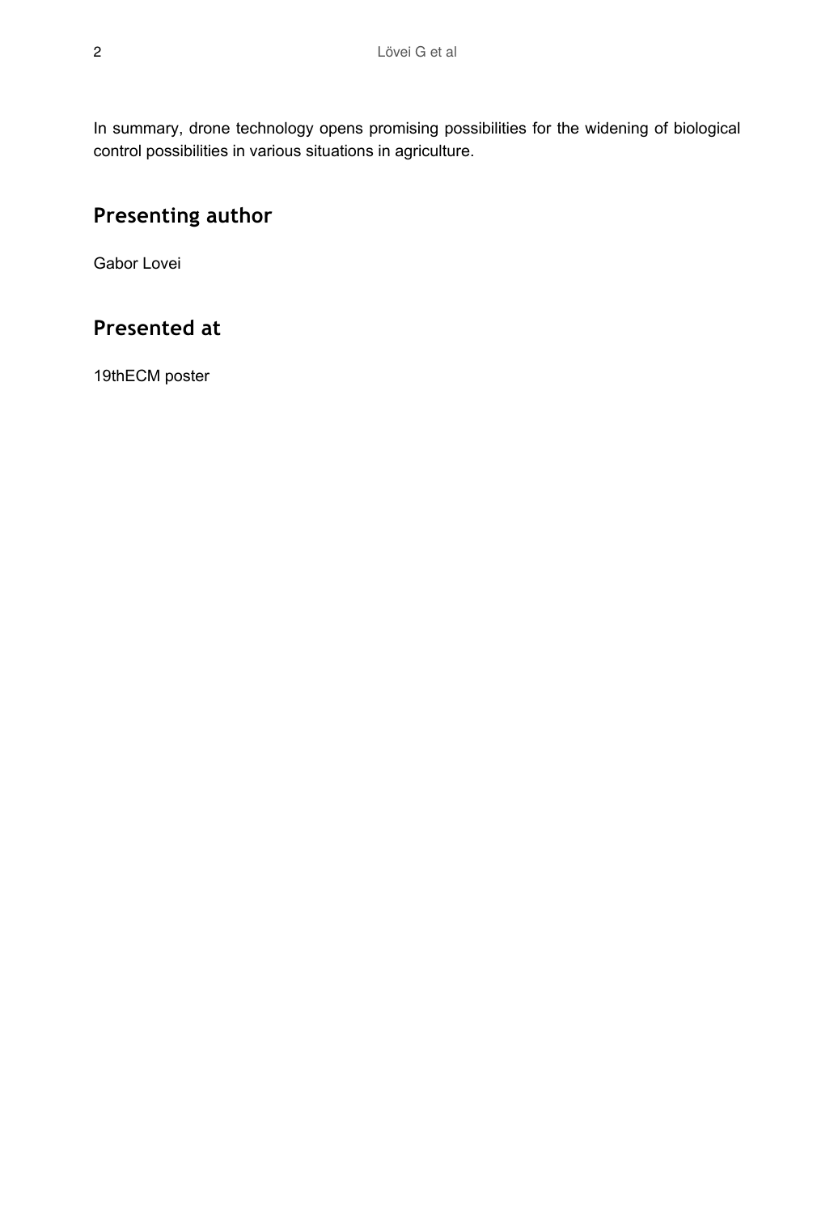In summary, drone technology opens promising possibilities for the widening of biological control possibilities in various situations in agriculture.

## Presenting author

Gabor Lovei

## Presented at

19thECM poster